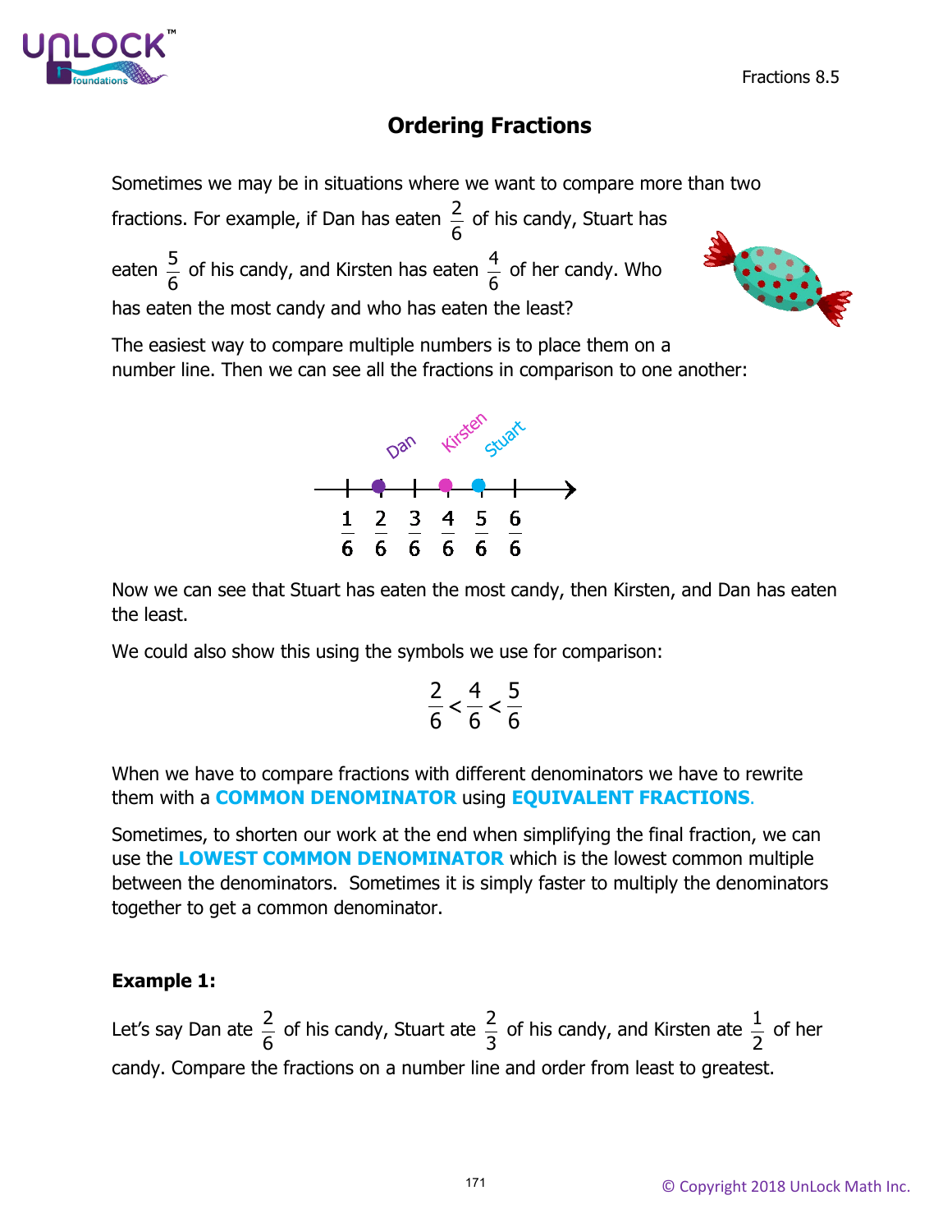# Ordering Fractions

Sometimes we may be in situations where we want to compare more than two fractions. For example, if Dan has eaten $\frac{2}{6}$ of his candy, Stuart has eaten $\frac{5}{6}$ of his candy, and Kirsten has eaten $\frac{4}{6}$ of her candy. Who has eaten the most candy and who has eaten the least?

The easiest way to compare multiple numbers is to place them on a number line. Then we can see all the fractions in comparison to one another:

Dan Kirsten Stuart

$\frac{1}{6}$ $\frac{2}{6}$ $\frac{3}{6}$ $\frac{4}{6}$ $\frac{5}{6}$ $\frac{6}{6}$

Now we can see that Stuart has eaten the most candy, then Kirsten, and Dan has eaten the least.

We could also show this using the symbols we use for comparison:

$$\frac{2}{6} < \frac{4}{6} < \frac{5}{6}$$

When we have to compare fractions with different denominators we have to rewrite them with a **COMMON DENOMINATOR** using **EQUIVALENT FRACTIONS**.

Sometimes, to shorten our work at the end when simplifying the final fraction, we can use the **LOWEST COMMON DENOMINATOR** which is the lowest common multiple between the denominators. Sometimes it is simply faster to multiply the denominators together to get a common denominator.

**Example 1:**

Let's say Dan ate $\frac{2}{6}$ of his candy, Stuart ate $\frac{2}{3}$ of his candy, and Kirsten ate $\frac{1}{2}$ of her candy. Compare the fractions on a number line and order from least to greatest.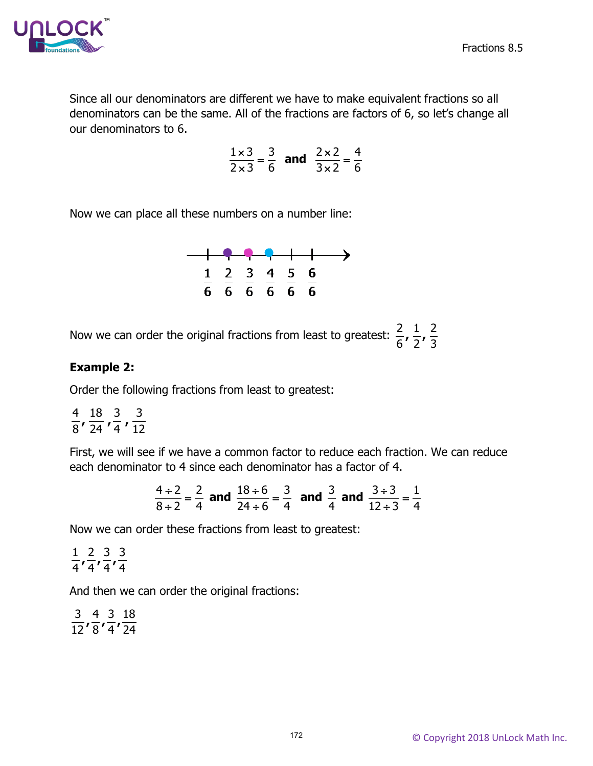Since all our denominators are different we have to make equivalent fractions so all denominators can be the same. All of the fractions are factors of 6, so let's change all our denominators to 6.

$$\frac{1 \times 3}{2 \times 3} = \frac{3}{6} \text{ and } \frac{2 \times 2}{3 \times 2} = \frac{4}{6}$$

Now we can place all these numbers on a number line:

$\frac{1}{6}$ $\frac{2}{6}$ $\frac{3}{6}$ $\frac{4}{6}$ $\frac{5}{6}$ $\frac{6}{6}$

Now we can order the original fractions from least to greatest: $\frac{2}{6}, \frac{1}{2}, \frac{2}{3}$

**Example 2:**

Order the following fractions from least to greatest:

$\frac{4}{8}, \frac{18}{24}, \frac{3}{4}, \frac{3}{12}$

First, we will see if we have a common factor to reduce each fraction. We can reduce each denominator to 4 since each denominator has a factor of 4.

$$\frac{4 \div 2}{8 \div 2} = \frac{2}{4} \text{ and } \frac{18 \div 6}{24 \div 6} = \frac{3}{4} \text{ and } \frac{3}{4} \text{ and } \frac{3 \div 3}{12 \div 3} = \frac{1}{4}$$

Now we can order these fractions from least to greatest:

$\frac{1}{4}, \frac{2}{4}, \frac{3}{4}, \frac{3}{4}$

And then we can order the original fractions:

$\frac{3}{12}, \frac{4}{8}, \frac{3}{4}, \frac{18}{24}$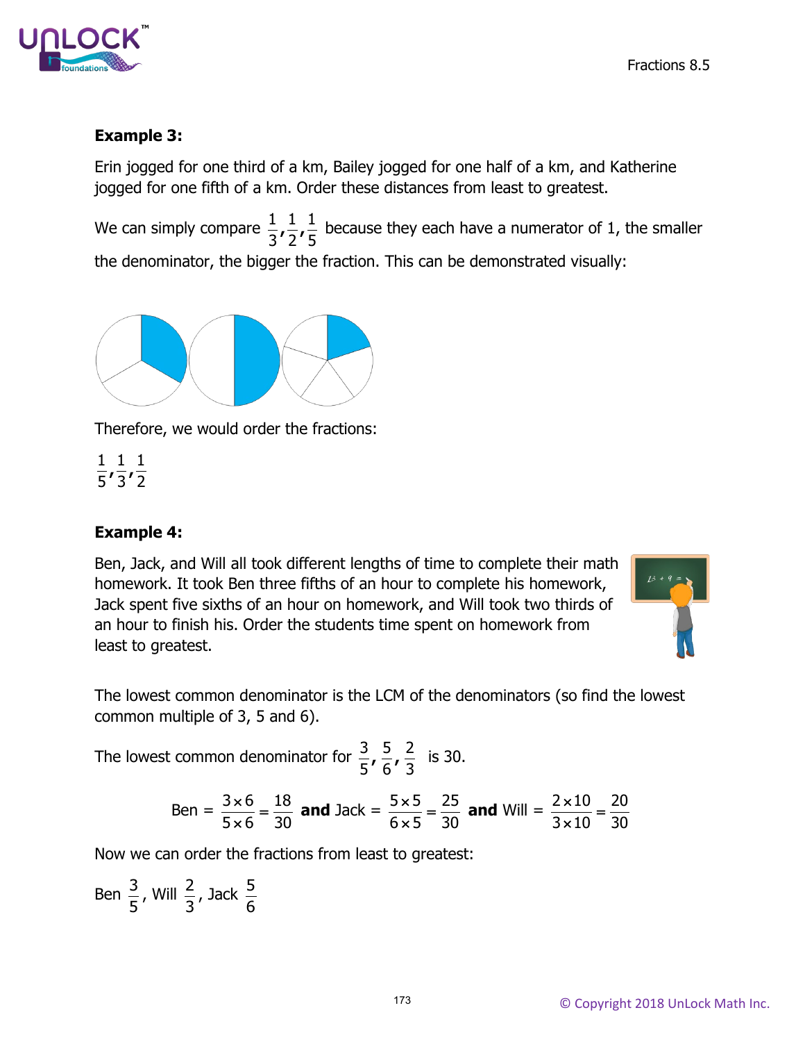**Example 3:**

Erin jogged for one third of a km, Bailey jogged for one half of a km, and Katherine jogged for one fifth of a km. Order these distances from least to greatest.

We can simply compare $\frac{1}{3}, \frac{1}{2}, \frac{1}{5}$ because they each have a numerator of 1, the smaller the denominator, the bigger the fraction. This can be demonstrated visually:

Therefore, we would order the fractions:

$\frac{1}{5}, \frac{1}{3}, \frac{1}{2}$

**Example 4:**

Ben, Jack, and Will all took different lengths of time to complete their math homework. It took Ben three fifths of an hour to complete his homework, Jack spent five sixths of an hour on homework, and Will took two thirds of an hour to finish his. Order the students time spent on homework from least to greatest.

The lowest common denominator is the LCM of the denominators (so find the lowest common multiple of 3, 5 and 6).

The lowest common denominator for $\frac{3}{5}, \frac{5}{6}, \frac{2}{3}$ is 30.

$$\text{Ben} = \frac{3 \times 6}{5 \times 6} = \frac{18}{30} \textbf{ and } \text{Jack} = \frac{5 \times 5}{6 \times 5} = \frac{25}{30} \textbf{ and } \text{Will} = \frac{2 \times 10}{3 \times 10} = \frac{20}{30}$$

Now we can order the fractions from least to greatest:

Ben $\frac{3}{5}$, Will $\frac{2}{3}$, Jack $\frac{5}{6}$